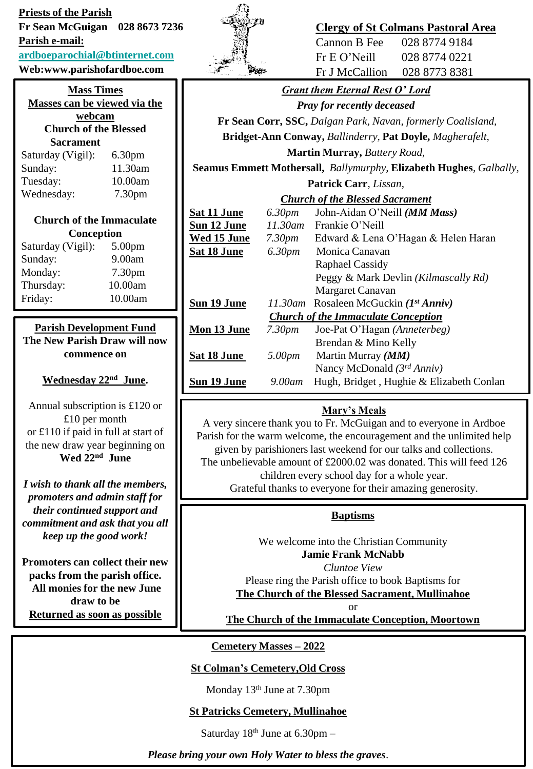**Priests of the Parish**

**Fr Sean McGuigan 028 8673 7236**

**Parish e-mail:**

**ardboeparochial@btinternet.com**

**Web:www.parishofardboe.com**

**Clergy of St Colmans Pastoral Area**

| | |
|---|---|
| Cannon B Fee | 028 8774 9184 |
| Fr E O'Neill | 028 8774 0221 |
| Fr J McCallion | 028 8773 8381 |

## Mass Times

**Masses can be viewed via the webcam**

**Church of the Blessed Sacrament**

| | |
|---|---|
| Saturday (Vigil): | 6.30pm |
| Sunday: | 11.30am |
| Tuesday: | 10.00am |
| Wednesday: | 7.30pm |

**Church of the Immaculate Conception**

| | |
|---|---|
| Saturday (Vigil): | 5.00pm |
| Sunday: | 9.00am |
| Monday: | 7.30pm |
| Thursday: | 10.00am |
| Friday: | 10.00am |

## Parish Development Fund

**The New Parish Draw will now commence on**

**Wednesday 22nd June.**

Annual subscription is £120 or £10 per month or £110 if paid in full at start of the new draw year beginning on **Wed 22nd June**

***I wish to thank all the members, promoters and admin staff for their continued support and commitment and ask that you all keep up the good work!***

**Promoters can collect their new packs from the parish office. All monies for the new June draw to be Returned as soon as possible**

## *Grant them Eternal Rest O' Lord*

***Pray for recently deceased***

**Fr Sean Corr, SSC,** *Dalgan Park, Navan, formerly Coalisland,* **Bridget-Ann Conway,** *Ballinderry,* **Pat Doyle,** *Magherafelt,* **Martin Murray,** *Battery Road,* **Seamus Emmett Mothersall,** *Ballymurphy,* **Elizabeth Hughes**, *Galbally,* **Patrick Carr**, *Lissan,*

***Church of the Blessed Sacrament***

| | | |
|---|---|---|
| **Sat 11 June** | *6.30pm* | John-Aidan O'Neill ***(MM Mass)*** |
| **Sun 12 June** | *11.30am* | Frankie O'Neill |
| **Wed 15 June** | *7.30pm* | Edward & Lena O'Hagan & Helen Haran |
| **Sat 18 June** | *6.30pm* | Monica Canavan |
| | | Raphael Cassidy |
| | | Peggy & Mark Devlin *(Kilmascally Rd)* |
| | | Margaret Canavan |
| **Sun 19 June** | *11.30am* | Rosaleen McGuckin ***(1st Anniv)*** |

***Church of the Immaculate Conception***

| | | |
|---|---|---|
| **Mon 13 June** | *7.30pm* | Joe-Pat O'Hagan *(Anneterbeg)* |
| | | Brendan & Mino Kelly |
| **Sat 18 June** | *5.00pm* | Martin Murray ***(MM)*** |
| | | Nancy McDonald *(3rd Anniv)* |
| **Sun 19 June** | *9.00am* | Hugh, Bridget , Hughie & Elizabeth Conlan |

## Mary's Meals

A very sincere thank you to Fr. McGuigan and to everyone in Ardboe Parish for the warm welcome, the encouragement and the unlimited help given by parishioners last weekend for our talks and collections. The unbelievable amount of £2000.02 was donated. This will feed 126 children every school day for a whole year. Grateful thanks to everyone for their amazing generosity.

## Baptisms

We welcome into the Christian Community

**Jamie Frank McNabb**

*Cluntoe View*

Please ring the Parish office to book Baptisms for

**The Church of the Blessed Sacrament, Mullinahoe**

or

**The Church of the Immaculate Conception, Moortown**

## Cemetery Masses – 2022

**St Colman's Cemetery,Old Cross**

Monday 13th June at 7.30pm

**St Patricks Cemetery, Mullinahoe**

Saturday 18th June at 6.30pm –

***Please bring your own Holy Water to bless the graves***.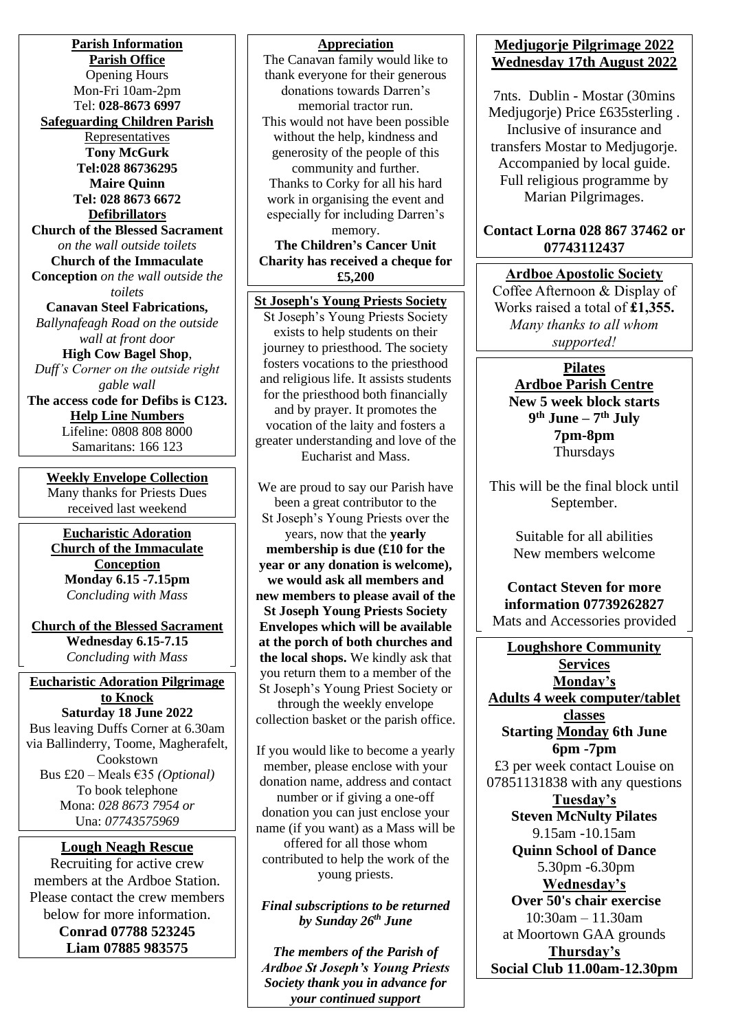**Parish Information**

**Parish Office**

Opening Hours
Mon-Fri 10am-2pm
Tel: **028-8673 6997**

**Safeguarding Children Parish**

Representatives

**Tony McGurk**
**Tel:028 86736295**
**Maire Quinn**
**Tel: 028 8673 6672**

**Defibrillators**

**Church of the Blessed Sacrament** *on the wall outside toilets*

**Church of the Immaculate Conception** *on the wall outside the toilets*

**Canavan Steel Fabrications,** *Ballynafeagh Road on the outside wall at front door*

**High Cow Bagel Shop**, *Duff's Corner on the outside right gable wall*

**The access code for Defibs is C123.**

**Help Line Numbers**

Lifeline: 0808 808 8000
Samaritans: 166 123

**Weekly Envelope Collection**

Many thanks for Priests Dues received last weekend

**Eucharistic Adoration**

**Church of the Immaculate Conception**
**Monday 6.15 -7.15pm**
*Concluding with Mass*

**Church of the Blessed Sacrament**
**Wednesday 6.15-7.15**
*Concluding with Mass*

**Eucharistic Adoration Pilgrimage to Knock**

**Saturday 18 June 2022**

Bus leaving Duffs Corner at 6.30am via Ballinderry, Toome, Magherafelt, Cookstown

Bus £20 – Meals €35 *(Optional)*

To book telephone
Mona: *028 8673 7954 or*
Una: *07743575969*

**Lough Neagh Rescue**

Recruiting for active crew members at the Ardboe Station. Please contact the crew members below for more information.

**Conrad 07788 523245**
**Liam 07885 983575**

**Appreciation**

The Canavan family would like to thank everyone for their generous donations towards Darren's memorial tractor run.
This would not have been possible without the help, kindness and generosity of the people of this community and further.
Thanks to Corky for all his hard work in organising the event and especially for including Darren's memory.

**The Children's Cancer Unit Charity has received a cheque for £5,200**

**St Joseph's Young Priests Society**

St Joseph's Young Priests Society exists to help students on their journey to priesthood. The society fosters vocations to the priesthood and religious life. It assists students for the priesthood both financially and by prayer. It promotes the vocation of the laity and fosters a greater understanding and love of the Eucharist and Mass.

We are proud to say our Parish have been a great contributor to the St Joseph's Young Priests over the years, now that the **yearly membership is due (£10 for the year or any donation is welcome), we would ask all members and new members to please avail of the St Joseph Young Priests Society Envelopes which will be available at the porch of both churches and the local shops.** We kindly ask that you return them to a member of the St Joseph's Young Priest Society or through the weekly envelope collection basket or the parish office.

If you would like to become a yearly member, please enclose with your donation name, address and contact number or if giving a one-off donation you can just enclose your name (if you want) as a Mass will be offered for all those whom contributed to help the work of the young priests.

***Final subscriptions to be returned by Sunday 26th June***

***The members of the Parish of Ardboe St Joseph's Young Priests Society thank you in advance for your continued support***

**Medjugorje Pilgrimage 2022**
**Wednesday 17th August 2022**

7nts. Dublin - Mostar (30mins Medjugorje) Price £635sterling . Inclusive of insurance and transfers Mostar to Medjugorje. Accompanied by local guide. Full religious programme by Marian Pilgrimages.

**Contact Lorna 028 867 37462 or 07743112437**

**Ardboe Apostolic Society**

Coffee Afternoon & Display of Works raised a total of **£1,355.**
*Many thanks to all whom supported!*

**Pilates**

**Ardboe Parish Centre**
**New 5 week block starts 9th June – 7th July**
**7pm-8pm**
Thursdays

This will be the final block until September.

Suitable for all abilities
New members welcome

**Contact Steven for more information 07739262827**
Mats and Accessories provided

**Loughshore Community Services**

**Monday's**
**Adults 4 week computer/tablet classes**
**Starting Monday 6th June 6pm -7pm**
£3 per week contact Louise on 07851131838 with any questions

**Tuesday's**
**Steven McNulty Pilates**
9.15am -10.15am
**Quinn School of Dance**
5.30pm -6.30pm

**Wednesday's**
**Over 50's chair exercise**
10:30am – 11.30am
at Moortown GAA grounds

**Thursday's**
**Social Club 11.00am-12.30pm**